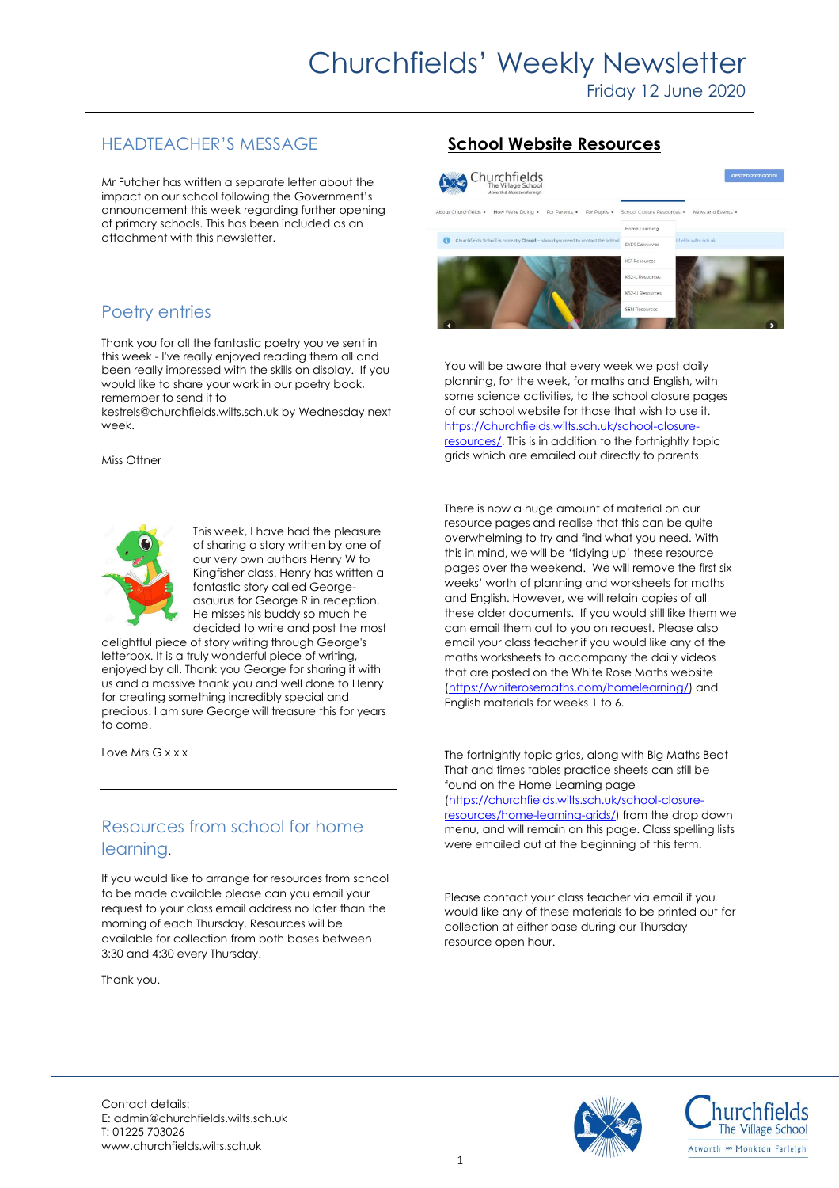# Churchfields' Weekly Newsletter

Friday 12 June 2020

## HEADTEACHER'S MESSAGE

Mr Futcher has written a separate letter about the impact on our school following the Government's announcement this week regarding further opening of primary schools. This has been included as an attachment with this newsletter.

## Poetry entries

Thank you for all the fantastic poetry you've sent in this week - I've really enjoyed reading them all and been really impressed with the skills on display. If you would like to share your work in our poetry book, remember to send it to kestrels@churchfields.wilts.sch.uk by Wednesday next week.

Miss Ottner

This week, I have had the pleasure of sharing a story written by one of our very own authors Henry W to Kingfisher class. Henry has written a fantastic story called George-asaurus for George R in reception. He misses his buddy so much he decided to write and post the most delightful piece of story writing through George's letterbox. It is a truly wonderful piece of writing, enjoyed by all. Thank you George for sharing it with us and a massive thank you and well done to Henry for creating something incredibly special and precious. I am sure George will treasure this for years to come.

Love Mrs G x x x

## Resources from school for home learning.

If you would like to arrange for resources from school to be made available please can you email your request to your class email address no later than the morning of each Thursday. Resources will be available for collection from both bases between 3:30 and 4:30 every Thursday.

Thank you.

## School Website Resources

You will be aware that every week we post daily planning, for the week, for maths and English, with some science activities, to the school closure pages of our school website for those that wish to use it. https://churchfields.wilts.sch.uk/school-closure-resources/. This is in addition to the fortnightly topic grids which are emailed out directly to parents.

There is now a huge amount of material on our resource pages and realise that this can be quite overwhelming to try and find what you need. With this in mind, we will be 'tidying up' these resource pages over the weekend. We will remove the first six weeks' worth of planning and worksheets for maths and English. However, we will retain copies of all these older documents. If you would still like them we can email them out to you on request. Please also email your class teacher if you would like any of the maths worksheets to accompany the daily videos that are posted on the White Rose Maths website (https://whiterosemaths.com/homelearning/) and English materials for weeks 1 to 6.

The fortnightly topic grids, along with Big Maths Beat That and times tables practice sheets can still be found on the Home Learning page (https://churchfields.wilts.sch.uk/school-closure-resources/home-learning-grids/) from the drop down menu, and will remain on this page. Class spelling lists were emailed out at the beginning of this term.

Please contact your class teacher via email if you would like any of these materials to be printed out for collection at either base during our Thursday resource open hour.

Contact details:
E: admin@churchfields.wilts.sch.uk
T: 01225 703026
www.churchfields.wilts.sch.uk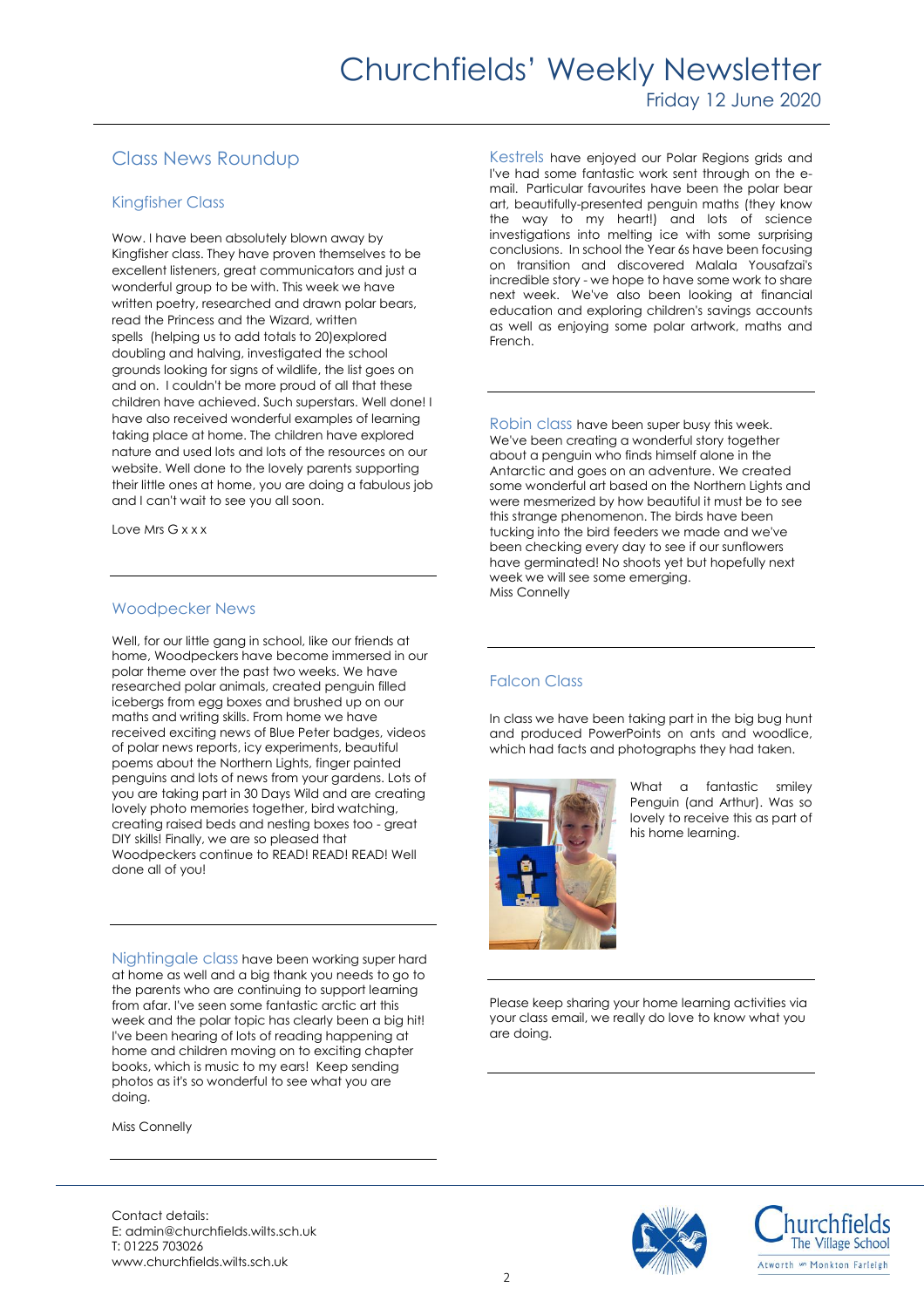# Churchfields' Weekly Newsletter

Friday 12 June 2020

## Class News Roundup

### Kingfisher Class

Wow. I have been absolutely blown away by Kingfisher class. They have proven themselves to be excellent listeners, great communicators and just a wonderful group to be with. This week we have written poetry, researched and drawn polar bears, read the Princess and the Wizard, written spells (helping us to add totals to 20)explored doubling and halving, investigated the school grounds looking for signs of wildlife, the list goes on and on. I couldn't be more proud of all that these children have achieved. Such superstars. Well done! I have also received wonderful examples of learning taking place at home. The children have explored nature and used lots and lots of the resources on our website. Well done to the lovely parents supporting their little ones at home, you are doing a fabulous job and I can't wait to see you all soon.

Love Mrs G x x x

### Woodpecker News

Well, for our little gang in school, like our friends at home, Woodpeckers have become immersed in our polar theme over the past two weeks. We have researched polar animals, created penguin filled icebergs from egg boxes and brushed up on our maths and writing skills. From home we have received exciting news of Blue Peter badges, videos of polar news reports, icy experiments, beautiful poems about the Northern Lights, finger painted penguins and lots of news from your gardens. Lots of you are taking part in 30 Days Wild and are creating lovely photo memories together, bird watching, creating raised beds and nesting boxes too - great DIY skills! Finally, we are so pleased that Woodpeckers continue to READ! READ! READ! Well done all of you!

### Nightingale class

Nightingale class have been working super hard at home as well and a big thank you needs to go to the parents who are continuing to support learning from afar. I've seen some fantastic arctic art this week and the polar topic has clearly been a big hit! I've been hearing of lots of reading happening at home and children moving on to exciting chapter books, which is music to my ears! Keep sending photos as it's so wonderful to see what you are doing.

Miss Connelly

### Kestrels

Kestrels have enjoyed our Polar Regions grids and I've had some fantastic work sent through on the e-mail. Particular favourites have been the polar bear art, beautifully-presented penguin maths (they know the way to my heart!) and lots of science investigations into melting ice with some surprising conclusions. In school the Year 6s have been focusing on transition and discovered Malala Yousafzai's incredible story - we hope to have some work to share next week. We've also been looking at financial education and exploring children's savings accounts as well as enjoying some polar artwork, maths and French.

### Robin class

Robin class have been super busy this week. We've been creating a wonderful story together about a penguin who finds himself alone in the Antarctic and goes on an adventure. We created some wonderful art based on the Northern Lights and were mesmerized by how beautiful it must be to see this strange phenomenon. The birds have been tucking into the bird feeders we made and we've been checking every day to see if our sunflowers have germinated! No shoots yet but hopefully next week we will see some emerging.

Miss Connelly

### Falcon Class

In class we have been taking part in the big bug hunt and produced PowerPoints on ants and woodlice, which had facts and photographs they had taken.

What a fantastic smiley Penguin (and Arthur). Was so lovely to receive this as part of his home learning.

Please keep sharing your home learning activities via your class email, we really do love to know what you are doing.

Contact details:
E: admin@churchfields.wilts.sch.uk
T: 01225 703026
www.churchfields.wilts.sch.uk

Churchfields The Village School
Atworth and Monkton Farleigh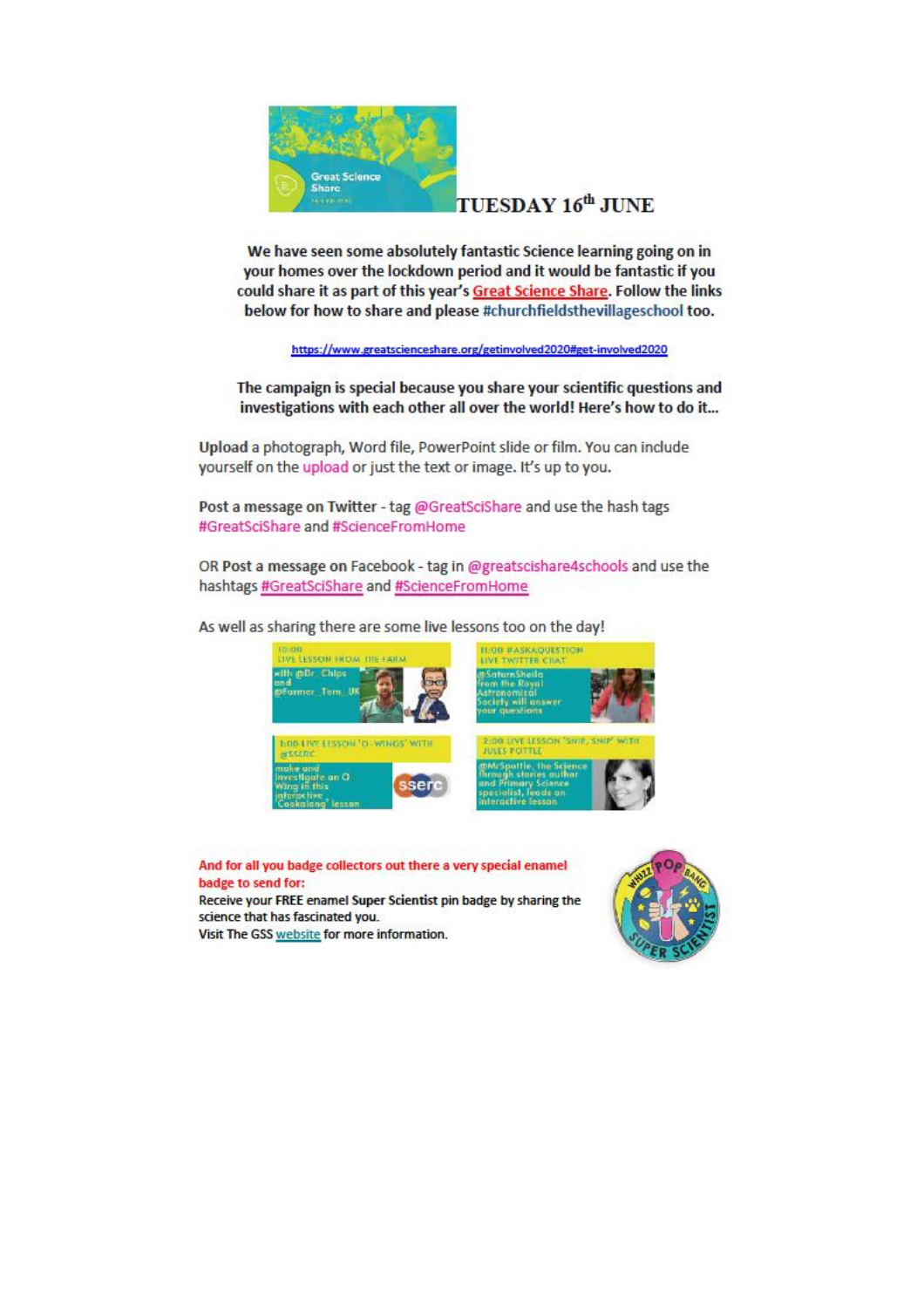# TUESDAY 16th JUNE

**We have seen some absolutely fantastic Science learning going on in your homes over the lockdown period and it would be fantastic if you could share it as part of this year's Great Science Share. Follow the links below for how to share and please #churchfieldsthevillageschool too.**

https://www.greatscienceshare.org/getinvolved2020#get-involved2020

**The campaign is special because you share your scientific questions and investigations with each other all over the world! Here's how to do it...**

**Upload** a photograph, Word file, PowerPoint slide or film. You can include yourself on the upload or just the text or image. It's up to you.

**Post a message on Twitter** - tag @GreatSciShare and use the hash tags #GreatSciShare and #ScienceFromHome

OR **Post a message on** Facebook - tag in @greatscishare4schools and use the hashtags #GreatSciShare and #ScienceFromHome

As well as sharing there are some live lessons too on the day!

10:00 LIVE LESSON FROM THE FARM with @Dr_Chips and @Farmer_Tom_UK

11:00 #ASKAQUESTION LIVE TWITTER CHAT @SaturnSheila from the Royal Astronomical Society will answer your questions

1:00 LIVE LESSON 'O-WINGS' WITH @SSERC make and investigate an O Wing in this interactive 'Cookalong' lesson

2:00 LIVE LESSON 'SNIP, SNIP' WITH JULES POTTLE @MrSpottle, the Science through stories author and Primary Science specialist, leads an interactive lesson

**And for all you badge collectors out there a very special enamel badge to send for:**

**Receive your FREE enamel Super Scientist pin badge by sharing the science that has fascinated you.**

**Visit The GSS website for more information.**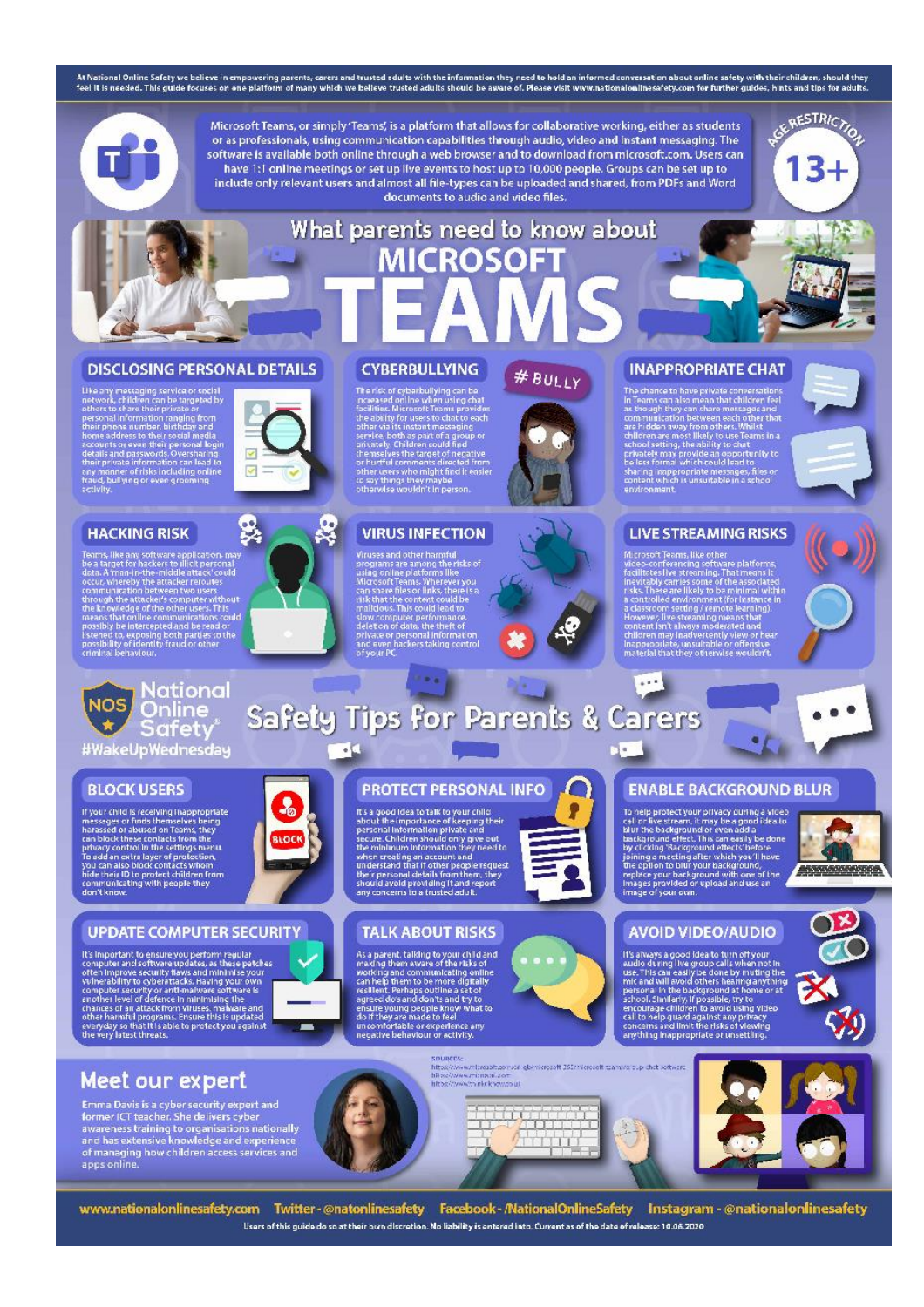At National Online Safety we believe in empowering parents, carers and trusted adults with the information they need to hold an informed conversation about online safety with their children, should they feel it is needed. This guide focuses on one platform of many which we believe trusted adults should be aware of. Please visit www.nationalonlinesafety.com for further guides, hints and tips for adults.

Microsoft Teams, or simply 'Teams', is a platform that allows for collaborative working, either as students or as professionals, using communication capabilities through audio, video and instant messaging. The software is available both online through a web browser and to download from microsoft.com. Users can have 1:1 online meetings or set up live events to host up to 10,000 people. Groups can be set up to include only relevant users and almost all file-types can be uploaded and shared, from PDFs and Word documents to audio and video files.

AGE RESTRICTION 13+

# What parents need to know about MICROSOFT TEAMS

## DISCLOSING PERSONAL DETAILS

Like any messaging service or social network, children can be targeted by others to share their private or personal information ranging from their phone number, birthday and home address to their social media accounts or even their personal login details and passwords. Oversharing information can lead to any manner of risks including online fraud, bullying or even grooming activity.

## CYBERBULLYING

The risk of cyberbullying can be increased online when using chat facilities. Microsoft Teams provides the ability for users to chat to each other via its instant messaging service, both as part of a group or privately. Children could find themselves the target of negative or hurtful comments directed from other users who might find it easier to say things they maybe otherwise wouldn't in person.

## INAPPROPRIATE CHAT

The chance to have private conversations in Teams can also mean that children feel as though they can share messages and communication between each other that are hidden away from others. Whilst children are most likely to use Teams in a school setting, the ability to chat privately may provide an opportunity to be less formal which could lead to sharing inappropriate messages, files or content which is unsuitable in a school environment.

## HACKING RISK

Teams, like any software application, may be a target for hackers to illicit personal data. A 'man-in-the-middle attack' could occur, whereby the attacker reroutes communication between two users through the attacker's computer without their knowledge of either of the other users. This means that online communications could possibly be intercepted and be read or listened to, exposing both parties to the possibility of identity fraud or other criminal behaviour.

## VIRUS INFECTION

Viruses and other harmful programs are among the risks of using online platforms like Microsoft Teams. Whenever you can share files or links, there is a risk that the content could be malicious. This could lead to slow computer performance, deletion of data, the theft of private or personal information and even hackers taking control of your PC.

## LIVE STREAMING RISKS

Microsoft Teams, like other video-conferencing software platforms, facilitates live streaming. That means it inevitably carries some of the associated risks. These are likely to be minimal within a controlled environment (for instance in a classroom setting / remote learning). However, live streaming means that content isn't always moderated and children may inadvertently view or hear inappropriate, unsuitable or offensive material that they otherwise wouldn't.

National Online Safety #WakeUpWednesday

# Safety Tips for Parents & Carers

## BLOCK USERS

If your child is receiving inappropriate messages or finds themselves being harassed or abused on Teams, they can block these contacts from the privacy control in the settings menu. To add an extra layer of protection, you can also block contacts whom hide their ID to protect children from communicating with people they don't know.

## PROTECT PERSONAL INFO

It's a good idea to talk to your child about the importance of keeping their personal information private and secure. Children should only give out the minimum information they need to when creating an account and understand that if other people request their personal details from them, they should avoid providing it and report any concerns to a trusted adult.

## ENABLE BACKGROUND BLUR

To help protect your privacy during a video call or live stream, it may be a good idea to blur the background or even add a background effect. This can easily be done by clicking 'Background effects' before joining a meeting after which you'll have the option to blur your background, replace your background with one of the images provided or upload and use an image of your own.

## UPDATE COMPUTER SECURITY

It's important to ensure you perform regular computer and software updates, as these patches often improve security flaws and minimise your vulnerability to cyberattacks. Having your own computer security or anti-malware software is another level of defence in minimising the chances of an attack from viruses, malware and other harmful programs. Ensure this is updated everyday so that it is able to protect you against the very latest threats.

## TALK ABOUT RISKS

As a parent, talking to your child and making them aware of the risks of working and communicating online can help them to be more digitally resilient. Perhaps outline a set of agreed do's and don'ts and try to ensure young people know what to do if they are made to feel uncomfortable or experience any negative behaviour or activity.

## AVOID VIDEO/AUDIO

It's always a good idea to turn off your audio during live group calls when not in use. This can easily be done by muting the mic and will avoid others hearing anything personal in the background at home or at school. Similarly, if possible, try to encourage children to avoid using video call to help guard against any privacy concerns and limit the risks of viewing anything inappropriate or unsettling.

## Meet our expert

Emma Davis is a cyber security expert and former ICT teacher. She delivers cyber awareness training to organisations nationally and has extensive knowledge and experience of managing how children access services and apps online.

SOURCES:
https://www.microsoft.com/en-gb/microsoft-365/microsoft-teams/group-chat-software
https://www.microsoft.com
https://www.cnet.com

www.nationalonlinesafety.com Twitter - @natonlinesafety Facebook - /NationalOnlineSafety Instagram - @nationalonlinesafety

Users of this guide do so at their own discretion. No liability is entered into. Current as of the date of release: 10.06.2020